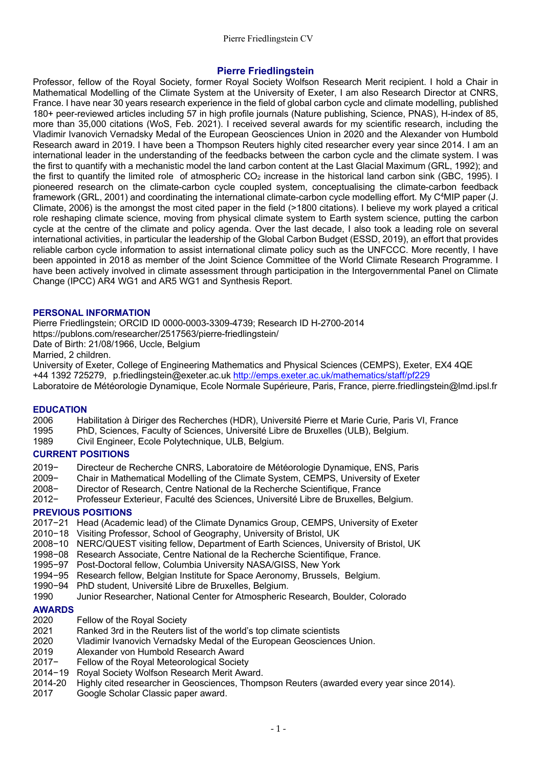# Pierre Friedlingstein

Professor, fellow of the Royal Society, former Royal Society Wolfson Research Merit recipient. I hold a Chair in Mathematical Modelling of the Climate System at the University of Exeter, I am also Research Director at CNRS, France. I have near 30 years research experience in the field of global carbon cycle and climate modelling, published 180+ peer-reviewed articles including 57 in high profile journals (Nature publishing, Science, PNAS), H-index of 85, more than 35,000 citations (WoS, Feb. 2021). I received several awards for my scientific research, including the Vladimir Ivanovich Vernadsky Medal of the European Geosciences Union in 2020 and the Alexander von Humbold Research award in 2019. I have been a Thompson Reuters highly cited researcher every year since 2014. I am an international leader in the understanding of the feedbacks between the carbon cycle and the climate system. I was the first to quantify with a mechanistic model the land carbon content at the Last Glacial Maximum (GRL, 1992); and the first to quantify the limited role of atmospheric $CO_2$ increase in the historical land carbon sink (GBC, 1995). I pioneered research on the climate-carbon cycle coupled system, conceptualising the climate-carbon feedback framework (GRL, 2001) and coordinating the international climate-carbon cycle modelling effort. My $C^4$MIP paper (J. Climate, 2006) is the amongst the most cited paper in the field (>1800 citations). I believe my work played a critical role reshaping climate science, moving from physical climate system to Earth system science, putting the carbon cycle at the centre of the climate and policy agenda. Over the last decade, I also took a leading role on several international activities, in particular the leadership of the Global Carbon Budget (ESSD, 2019), an effort that provides reliable carbon cycle information to assist international climate policy such as the UNFCCC. More recently, I have been appointed in 2018 as member of the Joint Science Committee of the World Climate Research Programme. I have been actively involved in climate assessment through participation in the Intergovernmental Panel on Climate Change (IPCC) AR4 WG1 and AR5 WG1 and Synthesis Report.

## PERSONAL INFORMATION

Pierre Friedlingstein; ORCID ID 0000-0003-3309-4739; Research ID H-2700-2014
https://publons.com/researcher/2517563/pierre-friedlingstein/
Date of Birth: 21/08/1966, Uccle, Belgium
Married, 2 children.
University of Exeter, College of Engineering Mathematics and Physical Sciences (CEMPS), Exeter, EX4 4QE
+44 1392 725279, p.friedlingstein@exeter.ac.uk http://emps.exeter.ac.uk/mathematics/staff/pf229
Laboratoire de Météorologie Dynamique, Ecole Normale Supérieure, Paris, France, pierre.friedlingstein@lmd.ipsl.fr

## EDUCATION

2006 Habilitation à Diriger des Recherches (HDR), Université Pierre et Marie Curie, Paris VI, France
1995 PhD, Sciences, Faculty of Sciences, Université Libre de Bruxelles (ULB), Belgium.
1989 Civil Engineer, Ecole Polytechnique, ULB, Belgium.

## CURRENT POSITIONS

2019− Directeur de Recherche CNRS, Laboratoire de Météorologie Dynamique, ENS, Paris
2009− Chair in Mathematical Modelling of the Climate System, CEMPS, University of Exeter
2008− Director of Research, Centre National de la Recherche Scientifique, France
2012− Professeur Exterieur, Faculté des Sciences, Université Libre de Bruxelles, Belgium.

## PREVIOUS POSITIONS

2017−21 Head (Academic lead) of the Climate Dynamics Group, CEMPS, University of Exeter
2010−18 Visiting Professor, School of Geography, University of Bristol, UK
2008−10 NERC/QUEST visiting fellow, Department of Earth Sciences, University of Bristol, UK
1998−08 Research Associate, Centre National de la Recherche Scientifique, France.
1995−97 Post-Doctoral fellow, Columbia University NASA/GISS, New York
1994−95 Research fellow, Belgian Institute for Space Aeronomy, Brussels, Belgium.
1990−94 PhD student, Université Libre de Bruxelles, Belgium.
1990 Junior Researcher, National Center for Atmospheric Research, Boulder, Colorado

## AWARDS

2020 Fellow of the Royal Society
2021 Ranked 3rd in the Reuters list of the world's top climate scientists
2020 Vladimir Ivanovich Vernadsky Medal of the European Geosciences Union.
2019 Alexander von Humbold Research Award
2017− Fellow of the Royal Meteorological Society
2014−19 Royal Society Wolfson Research Merit Award.
2014-20 Highly cited researcher in Geosciences, Thompson Reuters (awarded every year since 2014).
2017 Google Scholar Classic paper award.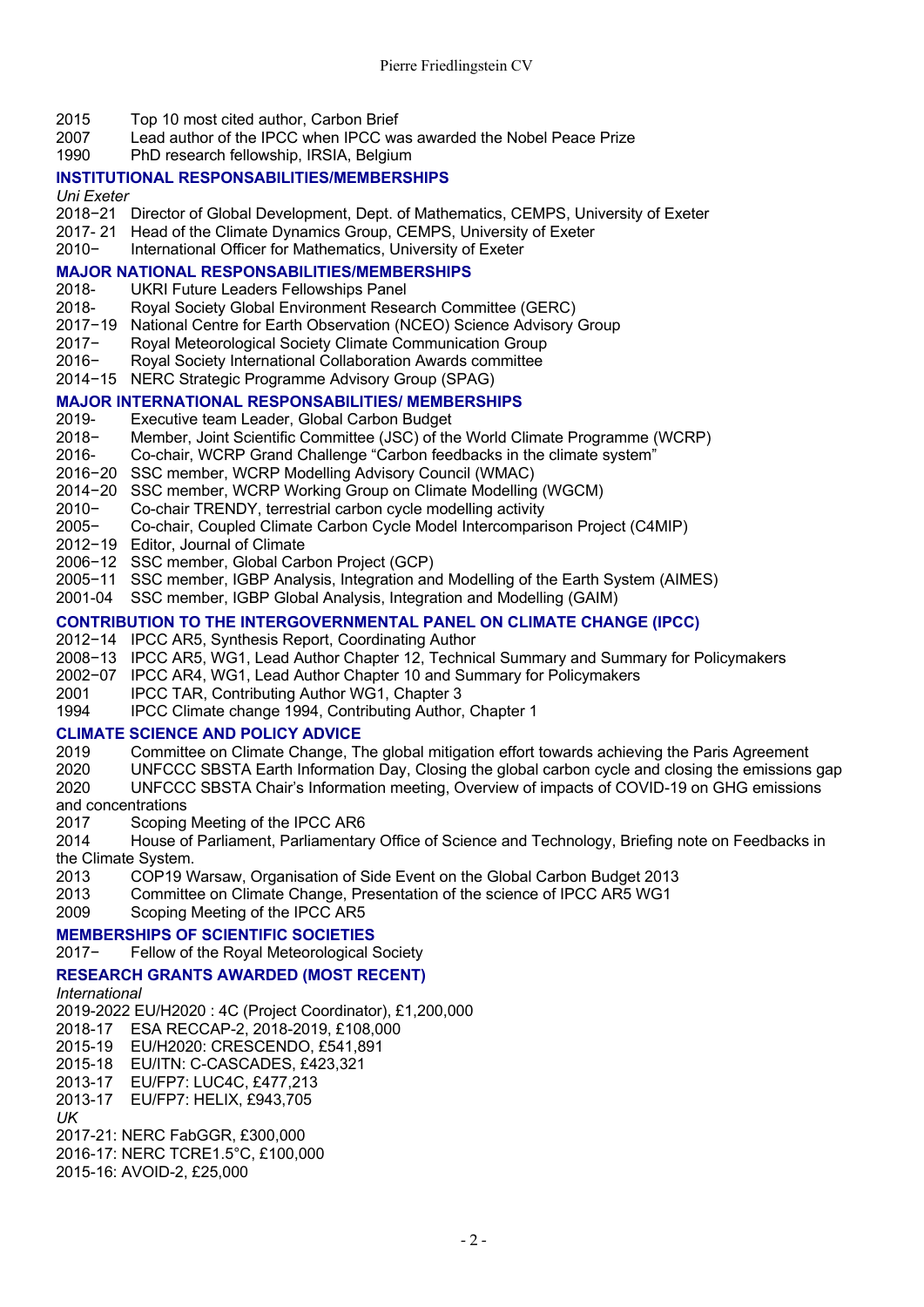2015 Top 10 most cited author, Carbon Brief
2007 Lead author of the IPCC when IPCC was awarded the Nobel Peace Prize
1990 PhD research fellowship, IRSIA, Belgium

## INSTITUTIONAL RESPONSABILITIES/MEMBERSHIPS

*Uni Exeter*

2018−21 Director of Global Development, Dept. of Mathematics, CEMPS, University of Exeter
2017- 21 Head of the Climate Dynamics Group, CEMPS, University of Exeter
2010− International Officer for Mathematics, University of Exeter

## MAJOR NATIONAL RESPONSABILITIES/MEMBERSHIPS

2018- UKRI Future Leaders Fellowships Panel
2018- Royal Society Global Environment Research Committee (GERC)
2017−19 National Centre for Earth Observation (NCEO) Science Advisory Group
2017− Royal Meteorological Society Climate Communication Group
2016− Royal Society International Collaboration Awards committee
2014−15 NERC Strategic Programme Advisory Group (SPAG)

## MAJOR INTERNATIONAL RESPONSABILITIES/ MEMBERSHIPS

2019- Executive team Leader, Global Carbon Budget
2018− Member, Joint Scientific Committee (JSC) of the World Climate Programme (WCRP)
2016- Co-chair, WCRP Grand Challenge "Carbon feedbacks in the climate system"
2016−20 SSC member, WCRP Modelling Advisory Council (WMAC)
2014−20 SSC member, WCRP Working Group on Climate Modelling (WGCM)
2010− Co-chair TRENDY, terrestrial carbon cycle modelling activity
2005− Co-chair, Coupled Climate Carbon Cycle Model Intercomparison Project (C4MIP)
2012−19 Editor, Journal of Climate
2006−12 SSC member, Global Carbon Project (GCP)
2005−11 SSC member, IGBP Analysis, Integration and Modelling of the Earth System (AIMES)
2001-04 SSC member, IGBP Global Analysis, Integration and Modelling (GAIM)

## CONTRIBUTION TO THE INTERGOVERNMENTAL PANEL ON CLIMATE CHANGE (IPCC)

2012−14 IPCC AR5, Synthesis Report, Coordinating Author
2008−13 IPCC AR5, WG1, Lead Author Chapter 12, Technical Summary and Summary for Policymakers
2002−07 IPCC AR4, WG1, Lead Author Chapter 10 and Summary for Policymakers
2001 IPCC TAR, Contributing Author WG1, Chapter 3
1994 IPCC Climate change 1994, Contributing Author, Chapter 1

## CLIMATE SCIENCE AND POLICY ADVICE

2019 Committee on Climate Change, The global mitigation effort towards achieving the Paris Agreement
2020 UNFCCC SBSTA Earth Information Day, Closing the global carbon cycle and closing the emissions gap
2020 UNFCCC SBSTA Chair's Information meeting, Overview of impacts of COVID-19 on GHG emissions and concentrations
2017 Scoping Meeting of the IPCC AR6
2014 House of Parliament, Parliamentary Office of Science and Technology, Briefing note on Feedbacks in the Climate System.
2013 COP19 Warsaw, Organisation of Side Event on the Global Carbon Budget 2013
2013 Committee on Climate Change, Presentation of the science of IPCC AR5 WG1
2009 Scoping Meeting of the IPCC AR5

## MEMBERSHIPS OF SCIENTIFIC SOCIETIES

2017− Fellow of the Royal Meteorological Society

## RESEARCH GRANTS AWARDED (MOST RECENT)

*International*

2019-2022 EU/H2020 : 4C (Project Coordinator), £1,200,000
2018-17 ESA RECCAP-2, 2018-2019, £108,000
2015-19 EU/H2020: CRESCENDO, £541,891
2015-18 EU/ITN: C-CASCADES, £423,321
2013-17 EU/FP7: LUC4C, £477,213
2013-17 EU/FP7: HELIX, £943,705

*UK*

2017-21: NERC FabGGR, £300,000
2016-17: NERC TCRE1.5°C, £100,000
2015-16: AVOID-2, £25,000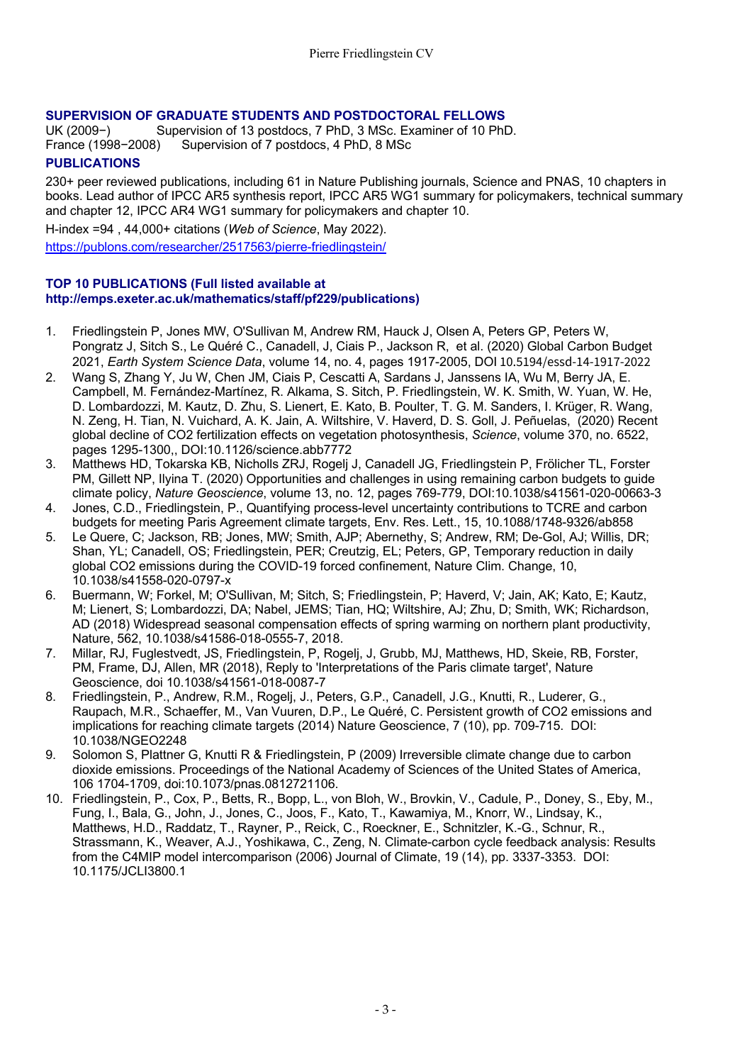## SUPERVISION OF GRADUATE STUDENTS AND POSTDOCTORAL FELLOWS

UK (2009−) Supervision of 13 postdocs, 7 PhD, 3 MSc. Examiner of 10 PhD.
France (1998−2008) Supervision of 7 postdocs, 4 PhD, 8 MSc

## PUBLICATIONS

230+ peer reviewed publications, including 61 in Nature Publishing journals, Science and PNAS, 10 chapters in books. Lead author of IPCC AR5 synthesis report, IPCC AR5 WG1 summary for policymakers, technical summary and chapter 12, IPCC AR4 WG1 summary for policymakers and chapter 10.

H-index =94 , 44,000+ citations (*Web of Science*, May 2022).

https://publons.com/researcher/2517563/pierre-friedlingstein/

## TOP 10 PUBLICATIONS (Full listed available at http://emps.exeter.ac.uk/mathematics/staff/pf229/publications)

1. Friedlingstein P, Jones MW, O'Sullivan M, Andrew RM, Hauck J, Olsen A, Peters GP, Peters W, Pongratz J, Sitch S., Le Quéré C., Canadell, J, Ciais P., Jackson R, et al. (2020) Global Carbon Budget 2021, *Earth System Science Data*, volume 14, no. 4, pages 1917-2005, DOI 10.5194/essd-14-1917-2022
2. Wang S, Zhang Y, Ju W, Chen JM, Ciais P, Cescatti A, Sardans J, Janssens IA, Wu M, Berry JA, E. Campbell, M. Fernández-Martínez, R. Alkama, S. Sitch, P. Friedlingstein, W. K. Smith, W. Yuan, W. He, D. Lombardozzi, M. Kautz, D. Zhu, S. Lienert, E. Kato, B. Poulter, T. G. M. Sanders, I. Krüger, R. Wang, N. Zeng, H. Tian, N. Vuichard, A. K. Jain, A. Wiltshire, V. Haverd, D. S. Goll, J. Peñuelas, (2020) Recent global decline of CO2 fertilization effects on vegetation photosynthesis, *Science*, volume 370, no. 6522, pages 1295-1300,, DOI:10.1126/science.abb7772
3. Matthews HD, Tokarska KB, Nicholls ZRJ, Rogelj J, Canadell JG, Friedlingstein P, Frölicher TL, Forster PM, Gillett NP, Ilyina T. (2020) Opportunities and challenges in using remaining carbon budgets to guide climate policy, *Nature Geoscience*, volume 13, no. 12, pages 769-779, DOI:10.1038/s41561-020-00663-3
4. Jones, C.D., Friedlingstein, P., Quantifying process-level uncertainty contributions to TCRE and carbon budgets for meeting Paris Agreement climate targets, Env. Res. Lett., 15, 10.1088/1748-9326/ab858
5. Le Quere, C; Jackson, RB; Jones, MW; Smith, AJP; Abernethy, S; Andrew, RM; De-Gol, AJ; Willis, DR; Shan, YL; Canadell, OS; Friedlingstein, PER; Creutzig, EL; Peters, GP, Temporary reduction in daily global CO2 emissions during the COVID-19 forced confinement, Nature Clim. Change, 10, 10.1038/s41558-020-0797-x
6. Buermann, W; Forkel, M; O'Sullivan, M; Sitch, S; Friedlingstein, P; Haverd, V; Jain, AK; Kato, E; Kautz, M; Lienert, S; Lombardozzi, DA; Nabel, JEMS; Tian, HQ; Wiltshire, AJ; Zhu, D; Smith, WK; Richardson, AD (2018) Widespread seasonal compensation effects of spring warming on northern plant productivity, Nature, 562, 10.1038/s41586-018-0555-7, 2018.
7. Millar, RJ, Fuglestvedt, JS, Friedlingstein, P, Rogelj, J, Grubb, MJ, Matthews, HD, Skeie, RB, Forster, PM, Frame, DJ, Allen, MR (2018), Reply to 'Interpretations of the Paris climate target', Nature Geoscience, doi 10.1038/s41561-018-0087-7
8. Friedlingstein, P., Andrew, R.M., Rogelj, J., Peters, G.P., Canadell, J.G., Knutti, R., Luderer, G., Raupach, M.R., Schaeffer, M., Van Vuuren, D.P., Le Quéré, C. Persistent growth of CO2 emissions and implications for reaching climate targets (2014) Nature Geoscience, 7 (10), pp. 709-715. DOI: 10.1038/NGEO2248
9. Solomon S, Plattner G, Knutti R & Friedlingstein, P (2009) Irreversible climate change due to carbon dioxide emissions. Proceedings of the National Academy of Sciences of the United States of America, 106 1704-1709, doi:10.1073/pnas.0812721106.
10. Friedlingstein, P., Cox, P., Betts, R., Bopp, L., von Bloh, W., Brovkin, V., Cadule, P., Doney, S., Eby, M., Fung, I., Bala, G., John, J., Jones, C., Joos, F., Kato, T., Kawamiya, M., Knorr, W., Lindsay, K., Matthews, H.D., Raddatz, T., Rayner, P., Reick, C., Roeckner, E., Schnitzler, K.-G., Schnur, R., Strassmann, K., Weaver, A.J., Yoshikawa, C., Zeng, N. Climate-carbon cycle feedback analysis: Results from the C4MIP model intercomparison (2006) Journal of Climate, 19 (14), pp. 3337-3353. DOI: 10.1175/JCLI3800.1